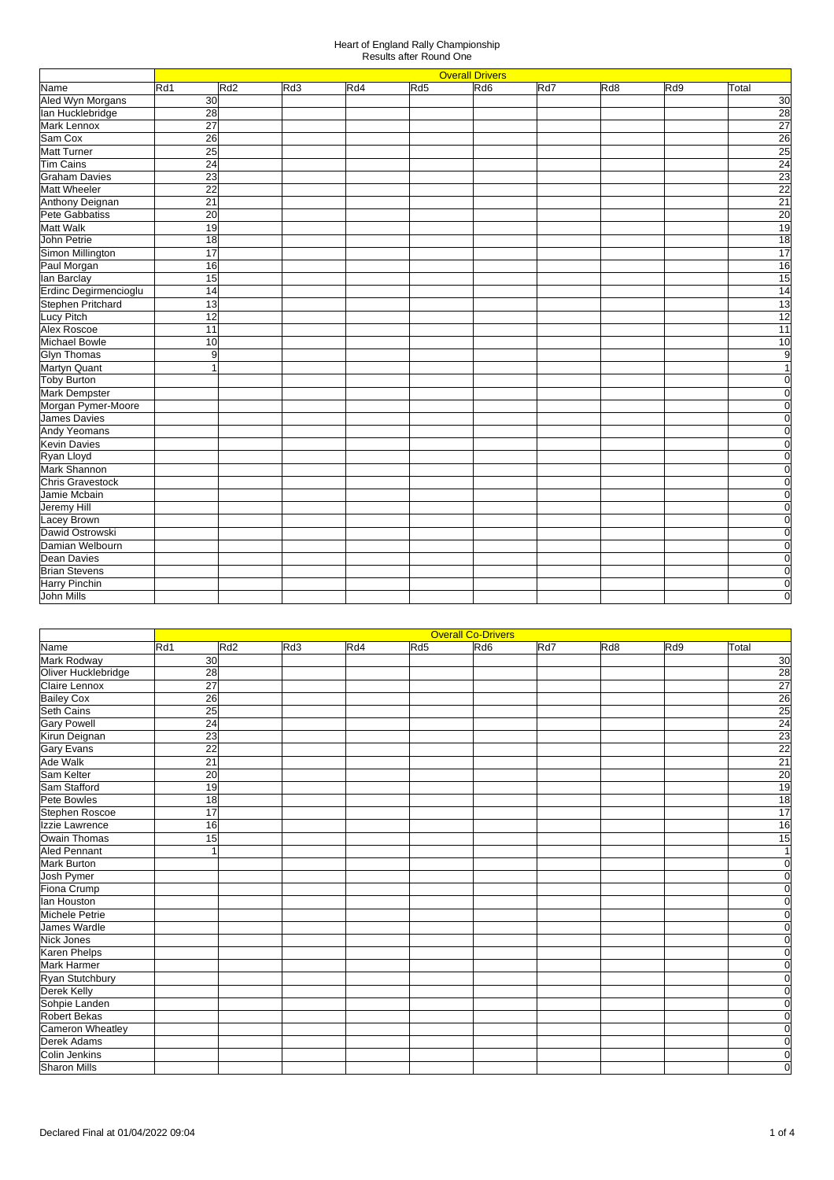Heart of England Rally Championship
Results after Round One

| | Overall Drivers | | | | | | | | | |
|---|---|---|---|---|---|---|---|---|---|---|
| Name | Rd1 | Rd2 | Rd3 | Rd4 | Rd5 | Rd6 | Rd7 | Rd8 | Rd9 | Total |
| Aled Wyn Morgans | 30 | | | | | | | | | 30 |
| Ian Hucklebridge | 28 | | | | | | | | | 28 |
| Mark Lennox | 27 | | | | | | | | | 27 |
| Sam Cox | 26 | | | | | | | | | 26 |
| Matt Turner | 25 | | | | | | | | | 25 |
| Tim Cains | 24 | | | | | | | | | 24 |
| Graham Davies | 23 | | | | | | | | | 23 |
| Matt Wheeler | 22 | | | | | | | | | 22 |
| Anthony Deignan | 21 | | | | | | | | | 21 |
| Pete Gabbatiss | 20 | | | | | | | | | 20 |
| Matt Walk | 19 | | | | | | | | | 19 |
| John Petrie | 18 | | | | | | | | | 18 |
| Simon Millington | 17 | | | | | | | | | 17 |
| Paul Morgan | 16 | | | | | | | | | 16 |
| Ian Barclay | 15 | | | | | | | | | 15 |
| Erdinc Degirmencioglu | 14 | | | | | | | | | 14 |
| Stephen Pritchard | 13 | | | | | | | | | 13 |
| Lucy Pitch | 12 | | | | | | | | | 12 |
| Alex Roscoe | 11 | | | | | | | | | 11 |
| Michael Bowle | 10 | | | | | | | | | 10 |
| Glyn Thomas | 9 | | | | | | | | | 9 |
| Martyn Quant | 1 | | | | | | | | | 1 |
| Toby Burton | | | | | | | | | | 0 |
| Mark Dempster | | | | | | | | | | 0 |
| Morgan Pymer-Moore | | | | | | | | | | 0 |
| James Davies | | | | | | | | | | 0 |
| Andy Yeomans | | | | | | | | | | 0 |
| Kevin Davies | | | | | | | | | | 0 |
| Ryan Lloyd | | | | | | | | | | 0 |
| Mark Shannon | | | | | | | | | | 0 |
| Chris Gravestock | | | | | | | | | | 0 |
| Jamie Mcbain | | | | | | | | | | 0 |
| Jeremy Hill | | | | | | | | | | 0 |
| Lacey Brown | | | | | | | | | | 0 |
| Dawid Ostrowski | | | | | | | | | | 0 |
| Damian Welbourn | | | | | | | | | | 0 |
| Dean Davies | | | | | | | | | | 0 |
| Brian Stevens | | | | | | | | | | 0 |
| Harry Pinchin | | | | | | | | | | 0 |
| John Mills | | | | | | | | | | 0 |

| | Overall Co-Drivers | | | | | | | | | |
|---|---|---|---|---|---|---|---|---|---|---|
| Name | Rd1 | Rd2 | Rd3 | Rd4 | Rd5 | Rd6 | Rd7 | Rd8 | Rd9 | Total |
| Mark Rodway | 30 | | | | | | | | | 30 |
| Oliver Hucklebridge | 28 | | | | | | | | | 28 |
| Claire Lennox | 27 | | | | | | | | | 27 |
| Bailey Cox | 26 | | | | | | | | | 26 |
| Seth Cains | 25 | | | | | | | | | 25 |
| Gary Powell | 24 | | | | | | | | | 24 |
| Kirun Deignan | 23 | | | | | | | | | 23 |
| Gary Evans | 22 | | | | | | | | | 22 |
| Ade Walk | 21 | | | | | | | | | 21 |
| Sam Kelter | 20 | | | | | | | | | 20 |
| Sam Stafford | 19 | | | | | | | | | 19 |
| Pete Bowles | 18 | | | | | | | | | 18 |
| Stephen Roscoe | 17 | | | | | | | | | 17 |
| Izzie Lawrence | 16 | | | | | | | | | 16 |
| Owain Thomas | 15 | | | | | | | | | 15 |
| Aled Pennant | 1 | | | | | | | | | 1 |
| Mark Burton | | | | | | | | | | 0 |
| Josh Pymer | | | | | | | | | | 0 |
| Fiona Crump | | | | | | | | | | 0 |
| Ian Houston | | | | | | | | | | 0 |
| Michele Petrie | | | | | | | | | | 0 |
| James Wardle | | | | | | | | | | 0 |
| Nick Jones | | | | | | | | | | 0 |
| Karen Phelps | | | | | | | | | | 0 |
| Mark Harmer | | | | | | | | | | 0 |
| Ryan Stutchbury | | | | | | | | | | 0 |
| Derek Kelly | | | | | | | | | | 0 |
| Sohpie Landen | | | | | | | | | | 0 |
| Robert Bekas | | | | | | | | | | 0 |
| Cameron Wheatley | | | | | | | | | | 0 |
| Derek Adams | | | | | | | | | | 0 |
| Colin Jenkins | | | | | | | | | | 0 |
| Sharon Mills | | | | | | | | | | 0 |

Declared Final at 01/04/2022 09:04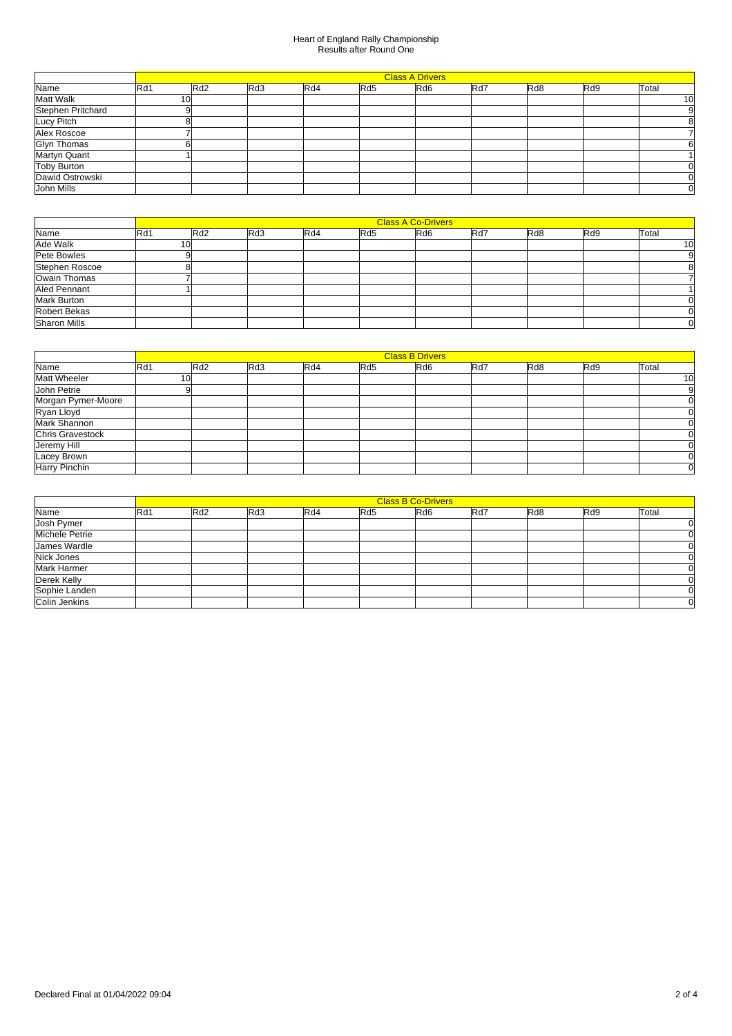Heart of England Rally Championship
Results after Round One

| | Class A Drivers | | | | | | | | | |
|---|---|---|---|---|---|---|---|---|---|---|
| Name | Rd1 | Rd2 | Rd3 | Rd4 | Rd5 | Rd6 | Rd7 | Rd8 | Rd9 | Total |
| Matt Walk | 10 | | | | | | | | | 10 |
| Stephen Pritchard | 9 | | | | | | | | | 9 |
| Lucy Pitch | 8 | | | | | | | | | 8 |
| Alex Roscoe | 7 | | | | | | | | | 7 |
| Glyn Thomas | 6 | | | | | | | | | 6 |
| Martyn Quant | 1 | | | | | | | | | 1 |
| Toby Burton | | | | | | | | | | 0 |
| Dawid Ostrowski | | | | | | | | | | 0 |
| John Mills | | | | | | | | | | 0 |

| | Class A Co-Drivers | | | | | | | | | |
|---|---|---|---|---|---|---|---|---|---|---|
| Name | Rd1 | Rd2 | Rd3 | Rd4 | Rd5 | Rd6 | Rd7 | Rd8 | Rd9 | Total |
| Ade Walk | 10 | | | | | | | | | 10 |
| Pete Bowles | 9 | | | | | | | | | 9 |
| Stephen Roscoe | 8 | | | | | | | | | 8 |
| Owain Thomas | 7 | | | | | | | | | 7 |
| Aled Pennant | 1 | | | | | | | | | 1 |
| Mark Burton | | | | | | | | | | 0 |
| Robert Bekas | | | | | | | | | | 0 |
| Sharon Mills | | | | | | | | | | 0 |

| | Class B Drivers | | | | | | | | | |
|---|---|---|---|---|---|---|---|---|---|---|
| Name | Rd1 | Rd2 | Rd3 | Rd4 | Rd5 | Rd6 | Rd7 | Rd8 | Rd9 | Total |
| Matt Wheeler | 10 | | | | | | | | | 10 |
| John Petrie | 9 | | | | | | | | | 9 |
| Morgan Pymer-Moore | | | | | | | | | | 0 |
| Ryan Lloyd | | | | | | | | | | 0 |
| Mark Shannon | | | | | | | | | | 0 |
| Chris Gravestock | | | | | | | | | | 0 |
| Jeremy Hill | | | | | | | | | | 0 |
| Lacey Brown | | | | | | | | | | 0 |
| Harry Pinchin | | | | | | | | | | 0 |

| | Class B Co-Drivers | | | | | | | | | |
|---|---|---|---|---|---|---|---|---|---|---|
| Name | Rd1 | Rd2 | Rd3 | Rd4 | Rd5 | Rd6 | Rd7 | Rd8 | Rd9 | Total |
| Josh Pymer | | | | | | | | | | 0 |
| Michele Petrie | | | | | | | | | | 0 |
| James Wardle | | | | | | | | | | 0 |
| Nick Jones | | | | | | | | | | 0 |
| Mark Harmer | | | | | | | | | | 0 |
| Derek Kelly | | | | | | | | | | 0 |
| Sophie Landen | | | | | | | | | | 0 |
| Colin Jenkins | | | | | | | | | | 0 |

Declared Final at 01/04/2022 09:04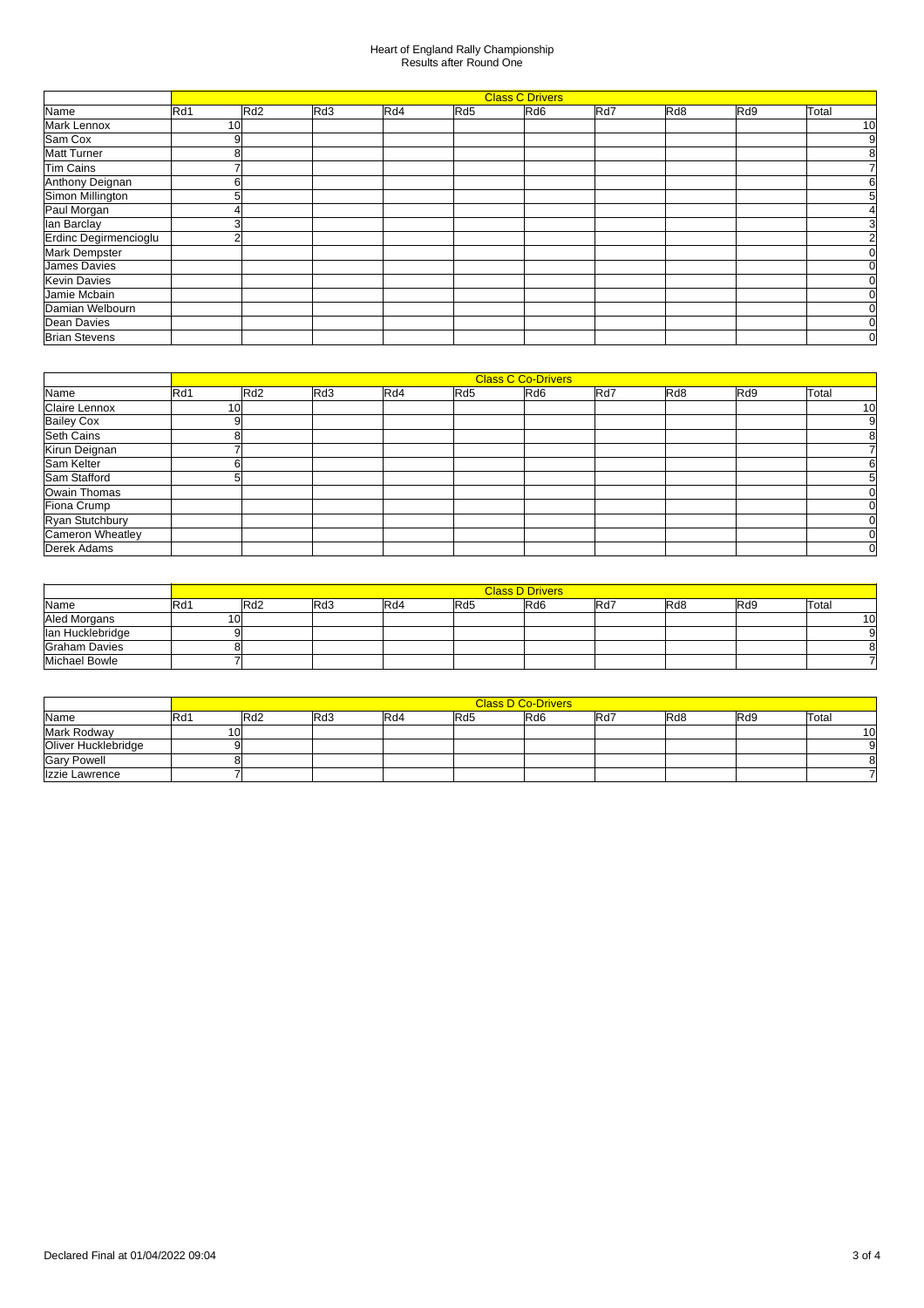Heart of England Rally Championship
Results after Round One

| | Class C Drivers | | | | | | | | | |
|---|---|---|---|---|---|---|---|---|---|---|
| Name | Rd1 | Rd2 | Rd3 | Rd4 | Rd5 | Rd6 | Rd7 | Rd8 | Rd9 | Total |
| Mark Lennox | 10 | | | | | | | | | 10 |
| Sam Cox | 9 | | | | | | | | | 9 |
| Matt Turner | 8 | | | | | | | | | 8 |
| Tim Cains | 7 | | | | | | | | | 7 |
| Anthony Deignan | 6 | | | | | | | | | 6 |
| Simon Millington | 5 | | | | | | | | | 5 |
| Paul Morgan | 4 | | | | | | | | | 4 |
| Ian Barclay | 3 | | | | | | | | | 3 |
| Erdinc Degirmencioglu | 2 | | | | | | | | | 2 |
| Mark Dempster | | | | | | | | | | 0 |
| James Davies | | | | | | | | | | 0 |
| Kevin Davies | | | | | | | | | | 0 |
| Jamie Mcbain | | | | | | | | | | 0 |
| Damian Welbourn | | | | | | | | | | 0 |
| Dean Davies | | | | | | | | | | 0 |
| Brian Stevens | | | | | | | | | | 0 |

| | Class C Co-Drivers | | | | | | | | | |
|---|---|---|---|---|---|---|---|---|---|---|
| Name | Rd1 | Rd2 | Rd3 | Rd4 | Rd5 | Rd6 | Rd7 | Rd8 | Rd9 | Total |
| Claire Lennox | 10 | | | | | | | | | 10 |
| Bailey Cox | 9 | | | | | | | | | 9 |
| Seth Cains | 8 | | | | | | | | | 8 |
| Kirun Deignan | 7 | | | | | | | | | 7 |
| Sam Kelter | 6 | | | | | | | | | 6 |
| Sam Stafford | 5 | | | | | | | | | 5 |
| Owain Thomas | | | | | | | | | | 0 |
| Fiona Crump | | | | | | | | | | 0 |
| Ryan Stutchbury | | | | | | | | | | 0 |
| Cameron Wheatley | | | | | | | | | | 0 |
| Derek Adams | | | | | | | | | | 0 |

| | Class D Drivers | | | | | | | | | |
|---|---|---|---|---|---|---|---|---|---|---|
| Name | Rd1 | Rd2 | Rd3 | Rd4 | Rd5 | Rd6 | Rd7 | Rd8 | Rd9 | Total |
| Aled Morgans | 10 | | | | | | | | | 10 |
| Ian Hucklebridge | 9 | | | | | | | | | 9 |
| Graham Davies | 8 | | | | | | | | | 8 |
| Michael Bowle | 7 | | | | | | | | | 7 |

| | Class D Co-Drivers | | | | | | | | | |
|---|---|---|---|---|---|---|---|---|---|---|
| Name | Rd1 | Rd2 | Rd3 | Rd4 | Rd5 | Rd6 | Rd7 | Rd8 | Rd9 | Total |
| Mark Rodway | 10 | | | | | | | | | 10 |
| Oliver Hucklebridge | 9 | | | | | | | | | 9 |
| Gary Powell | 8 | | | | | | | | | 8 |
| Izzie Lawrence | 7 | | | | | | | | | 7 |

Declared Final at 01/04/2022 09:04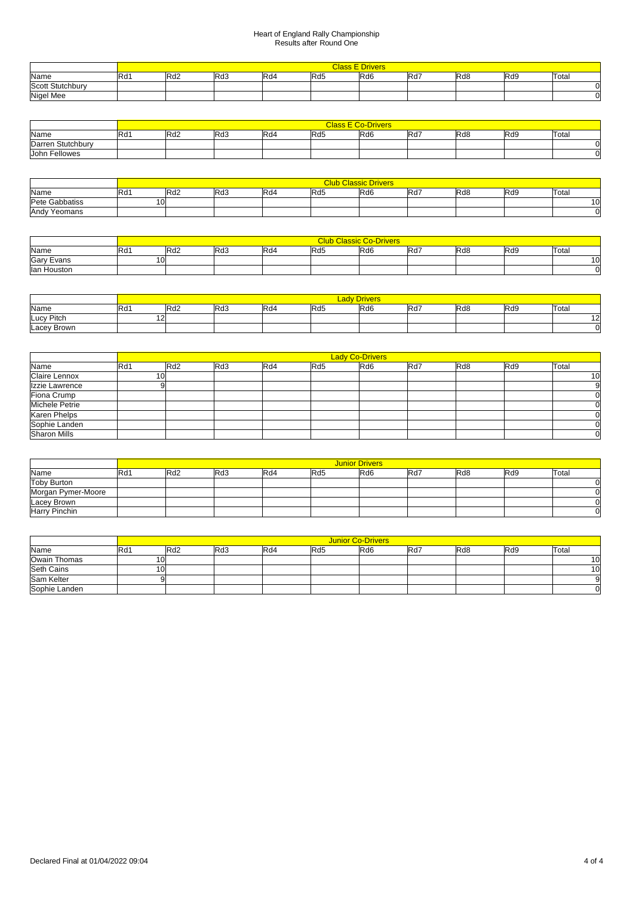Heart of England Rally Championship
Results after Round One

| | Class E Drivers | | | | | | | | | |
|---|---|---|---|---|---|---|---|---|---|---|
| Name | Rd1 | Rd2 | Rd3 | Rd4 | Rd5 | Rd6 | Rd7 | Rd8 | Rd9 | Total |
| Scott Stutchbury | | | | | | | | | | 0 |
| Nigel Mee | | | | | | | | | | 0 |

| | Class E Co-Drivers | | | | | | | | | |
|---|---|---|---|---|---|---|---|---|---|---|
| Name | Rd1 | Rd2 | Rd3 | Rd4 | Rd5 | Rd6 | Rd7 | Rd8 | Rd9 | Total |
| Darren Stutchbury | | | | | | | | | | 0 |
| John Fellowes | | | | | | | | | | 0 |

| | Club Classic Drivers | | | | | | | | | |
|---|---|---|---|---|---|---|---|---|---|---|
| Name | Rd1 | Rd2 | Rd3 | Rd4 | Rd5 | Rd6 | Rd7 | Rd8 | Rd9 | Total |
| Pete Gabbatiss | 10 | | | | | | | | | 10 |
| Andy Yeomans | | | | | | | | | | 0 |

| | Club Classic Co-Drivers | | | | | | | | | |
|---|---|---|---|---|---|---|---|---|---|---|
| Name | Rd1 | Rd2 | Rd3 | Rd4 | Rd5 | Rd6 | Rd7 | Rd8 | Rd9 | Total |
| Gary Evans | 10 | | | | | | | | | 10 |
| Ian Houston | | | | | | | | | | 0 |

| | Lady Drivers | | | | | | | | | |
|---|---|---|---|---|---|---|---|---|---|---|
| Name | Rd1 | Rd2 | Rd3 | Rd4 | Rd5 | Rd6 | Rd7 | Rd8 | Rd9 | Total |
| Lucy Pitch | 12 | | | | | | | | | 12 |
| Lacey Brown | | | | | | | | | | 0 |

| | Lady Co-Drivers | | | | | | | | | |
|---|---|---|---|---|---|---|---|---|---|---|
| Name | Rd1 | Rd2 | Rd3 | Rd4 | Rd5 | Rd6 | Rd7 | Rd8 | Rd9 | Total |
| Claire Lennox | 10 | | | | | | | | | 10 |
| Izzie Lawrence | 9 | | | | | | | | | 9 |
| Fiona Crump | | | | | | | | | | 0 |
| Michele Petrie | | | | | | | | | | 0 |
| Karen Phelps | | | | | | | | | | 0 |
| Sophie Landen | | | | | | | | | | 0 |
| Sharon Mills | | | | | | | | | | 0 |

| | Junior Drivers | | | | | | | | | |
|---|---|---|---|---|---|---|---|---|---|---|
| Name | Rd1 | Rd2 | Rd3 | Rd4 | Rd5 | Rd6 | Rd7 | Rd8 | Rd9 | Total |
| Toby Burton | | | | | | | | | | 0 |
| Morgan Pymer-Moore | | | | | | | | | | 0 |
| Lacey Brown | | | | | | | | | | 0 |
| Harry Pinchin | | | | | | | | | | 0 |

| | Junior Co-Drivers | | | | | | | | | |
|---|---|---|---|---|---|---|---|---|---|---|
| Name | Rd1 | Rd2 | Rd3 | Rd4 | Rd5 | Rd6 | Rd7 | Rd8 | Rd9 | Total |
| Owain Thomas | 10 | | | | | | | | | 10 |
| Seth Cains | 10 | | | | | | | | | 10 |
| Sam Kelter | 9 | | | | | | | | | 9 |
| Sophie Landen | | | | | | | | | | 0 |

Declared Final at 01/04/2022 09:04